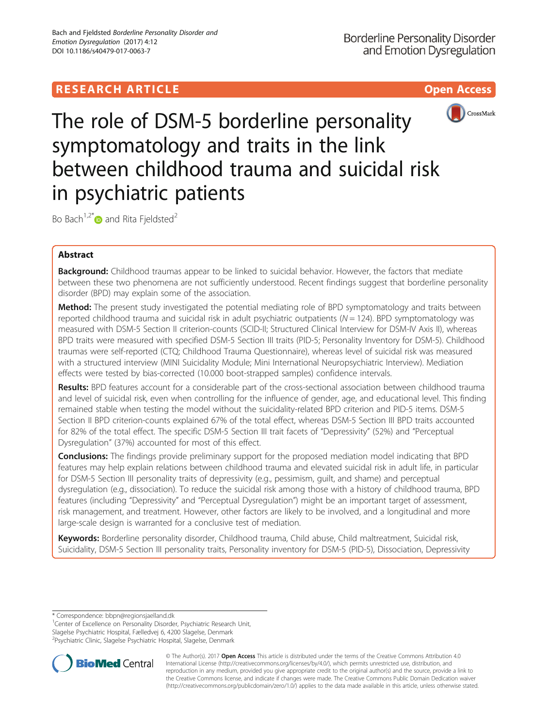RESEARCH ARTICLE

Open Access

# The role of DSM-5 borderline personality symptomatology and traits in the link between childhood trauma and suicidal risk in psychiatric patients

Bo Bach[1,2*] and Rita Fjeldsted[2]

## Abstract

**Background:** Childhood traumas appear to be linked to suicidal behavior. However, the factors that mediate between these two phenomena are not sufficiently understood. Recent findings suggest that borderline personality disorder (BPD) may explain some of the association.

**Method:** The present study investigated the potential mediating role of BPD symptomatology and traits between reported childhood trauma and suicidal risk in adult psychiatric outpatients ($N = 124$). BPD symptomatology was measured with DSM-5 Section II criterion-counts (SCID-II; Structured Clinical Interview for DSM-IV Axis II), whereas BPD traits were measured with specified DSM-5 Section III traits (PID-5; Personality Inventory for DSM-5). Childhood traumas were self-reported (CTQ; Childhood Trauma Questionnaire), whereas level of suicidal risk was measured with a structured interview (MINI Suicidality Module; Mini International Neuropsychiatric Interview). Mediation effects were tested by bias-corrected (10.000 boot-strapped samples) confidence intervals.

**Results:** BPD features account for a considerable part of the cross-sectional association between childhood trauma and level of suicidal risk, even when controlling for the influence of gender, age, and educational level. This finding remained stable when testing the model without the suicidality-related BPD criterion and PID-5 items. DSM-5 Section II BPD criterion-counts explained 67% of the total effect, whereas DSM-5 Section III BPD traits accounted for 82% of the total effect. The specific DSM-5 Section III trait facets of "Depressivity" (52%) and "Perceptual Dysregulation" (37%) accounted for most of this effect.

**Conclusions:** The findings provide preliminary support for the proposed mediation model indicating that BPD features may help explain relations between childhood trauma and elevated suicidal risk in adult life, in particular for DSM-5 Section III personality traits of depressivity (e.g., pessimism, guilt, and shame) and perceptual dysregulation (e.g., dissociation). To reduce the suicidal risk among those with a history of childhood trauma, BPD features (including "Depressivity" and "Perceptual Dysregulation") might be an important target of assessment, risk management, and treatment. However, other factors are likely to be involved, and a longitudinal and more large-scale design is warranted for a conclusive test of mediation.

**Keywords:** Borderline personality disorder, Childhood trauma, Child abuse, Child maltreatment, Suicidal risk, Suicidality, DSM-5 Section III personality traits, Personality inventory for DSM-5 (PID-5), Dissociation, Depressivity

---

* Correspondence: bbpn@regionsjaelland.dk
[1]Center of Excellence on Personality Disorder, Psychiatric Research Unit, Slagelse Psychiatric Hospital, Fælledvej 6, 4200 Slagelse, Denmark
[2]Psychiatric Clinic, Slagelse Psychiatric Hospital, Slagelse, Denmark

© The Author(s). 2017 **Open Access** This article is distributed under the terms of the Creative Commons Attribution 4.0 International License (http://creativecommons.org/licenses/by/4.0/), which permits unrestricted use, distribution, and reproduction in any medium, provided you give appropriate credit to the original author(s) and the source, provide a link to the Creative Commons license, and indicate if changes were made. The Creative Commons Public Domain Dedication waiver (http://creativecommons.org/publicdomain/zero/1.0/) applies to the data made available in this article, unless otherwise stated.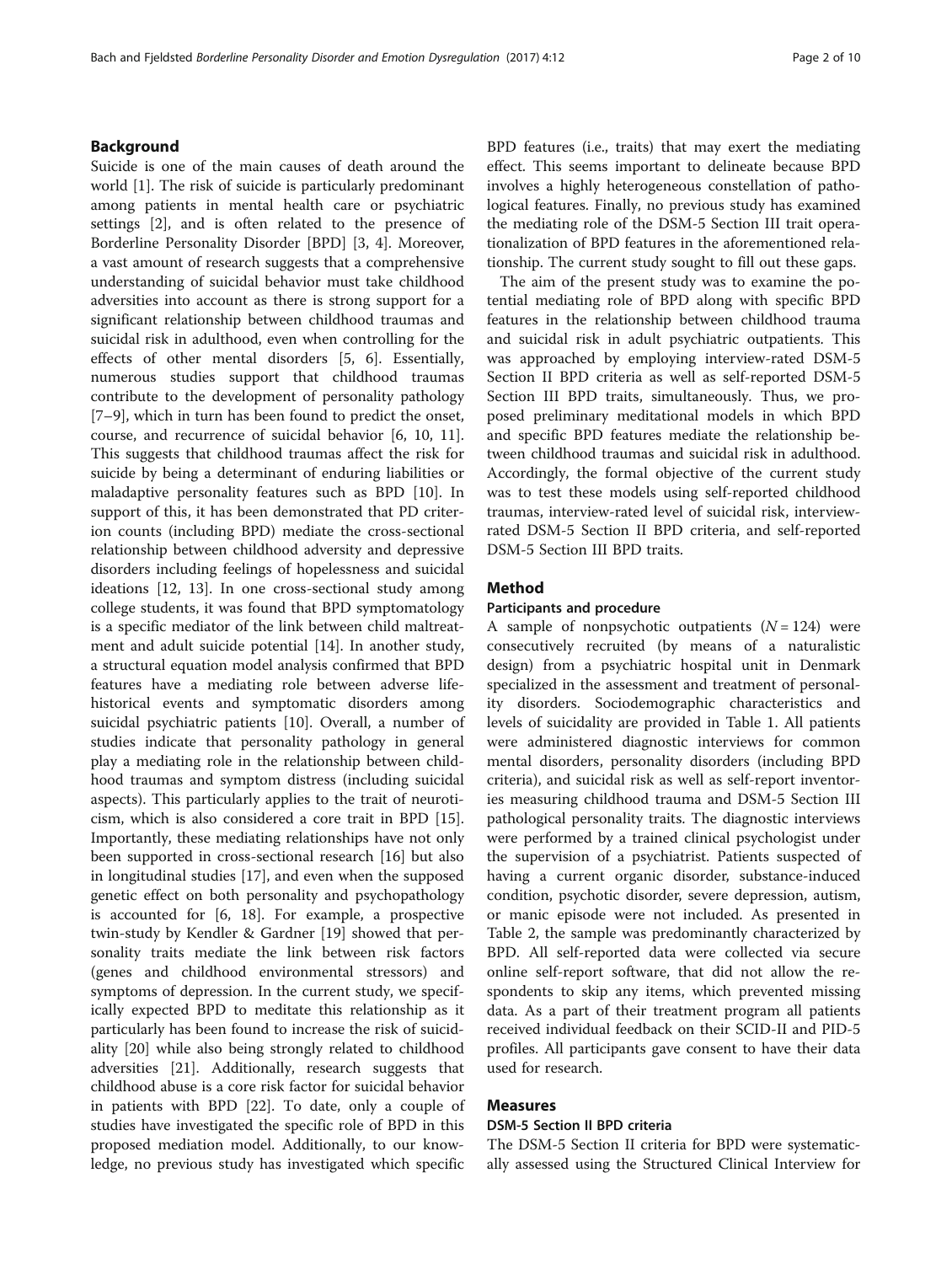## Background

Suicide is one of the main causes of death around the world [1]. The risk of suicide is particularly predominant among patients in mental health care or psychiatric settings [2], and is often related to the presence of Borderline Personality Disorder [BPD] [3, 4]. Moreover, a vast amount of research suggests that a comprehensive understanding of suicidal behavior must take childhood adversities into account as there is strong support for a significant relationship between childhood traumas and suicidal risk in adulthood, even when controlling for the effects of other mental disorders [5, 6]. Essentially, numerous studies support that childhood traumas contribute to the development of personality pathology [7–9], which in turn has been found to predict the onset, course, and recurrence of suicidal behavior [6, 10, 11]. This suggests that childhood traumas affect the risk for suicide by being a determinant of enduring liabilities or maladaptive personality features such as BPD [10]. In support of this, it has been demonstrated that PD criterion counts (including BPD) mediate the cross-sectional relationship between childhood adversity and depressive disorders including feelings of hopelessness and suicidal ideations [12, 13]. In one cross-sectional study among college students, it was found that BPD symptomatology is a specific mediator of the link between child maltreatment and adult suicide potential [14]. In another study, a structural equation model analysis confirmed that BPD features have a mediating role between adverse life-historical events and symptomatic disorders among suicidal psychiatric patients [10]. Overall, a number of studies indicate that personality pathology in general play a mediating role in the relationship between childhood traumas and symptom distress (including suicidal aspects). This particularly applies to the trait of neuroticism, which is also considered a core trait in BPD [15]. Importantly, these mediating relationships have not only been supported in cross-sectional research [16] but also in longitudinal studies [17], and even when the supposed genetic effect on both personality and psychopathology is accounted for [6, 18]. For example, a prospective twin-study by Kendler & Gardner [19] showed that personality traits mediate the link between risk factors (genes and childhood environmental stressors) and symptoms of depression. In the current study, we specifically expected BPD to meditate this relationship as it particularly has been found to increase the risk of suicidality [20] while also being strongly related to childhood adversities [21]. Additionally, research suggests that childhood abuse is a core risk factor for suicidal behavior in patients with BPD [22]. To date, only a couple of studies have investigated the specific role of BPD in this proposed mediation model. Additionally, to our knowledge, no previous study has investigated which specific BPD features (i.e., traits) that may exert the mediating effect. This seems important to delineate because BPD involves a highly heterogeneous constellation of pathological features. Finally, no previous study has examined the mediating role of the DSM-5 Section III trait operationalization of BPD features in the aforementioned relationship. The current study sought to fill out these gaps.

The aim of the present study was to examine the potential mediating role of BPD along with specific BPD features in the relationship between childhood trauma and suicidal risk in adult psychiatric outpatients. This was approached by employing interview-rated DSM-5 Section II BPD criteria as well as self-reported DSM-5 Section III BPD traits, simultaneously. Thus, we proposed preliminary meditational models in which BPD and specific BPD features mediate the relationship between childhood traumas and suicidal risk in adulthood. Accordingly, the formal objective of the current study was to test these models using self-reported childhood traumas, interview-rated level of suicidal risk, interview-rated DSM-5 Section II BPD criteria, and self-reported DSM-5 Section III BPD traits.

## Method

### Participants and procedure

A sample of nonpsychotic outpatients ($N = 124$) were consecutively recruited (by means of a naturalistic design) from a psychiatric hospital unit in Denmark specialized in the assessment and treatment of personality disorders. Sociodemographic characteristics and levels of suicidality are provided in Table 1. All patients were administered diagnostic interviews for common mental disorders, personality disorders (including BPD criteria), and suicidal risk as well as self-report inventories measuring childhood trauma and DSM-5 Section III pathological personality traits. The diagnostic interviews were performed by a trained clinical psychologist under the supervision of a psychiatrist. Patients suspected of having a current organic disorder, substance-induced condition, psychotic disorder, severe depression, autism, or manic episode were not included. As presented in Table 2, the sample was predominantly characterized by BPD. All self-reported data were collected via secure online self-report software, that did not allow the respondents to skip any items, which prevented missing data. As a part of their treatment program all patients received individual feedback on their SCID-II and PID-5 profiles. All participants gave consent to have their data used for research.

## Measures

### DSM-5 Section II BPD criteria

The DSM-5 Section II criteria for BPD were systematically assessed using the Structured Clinical Interview for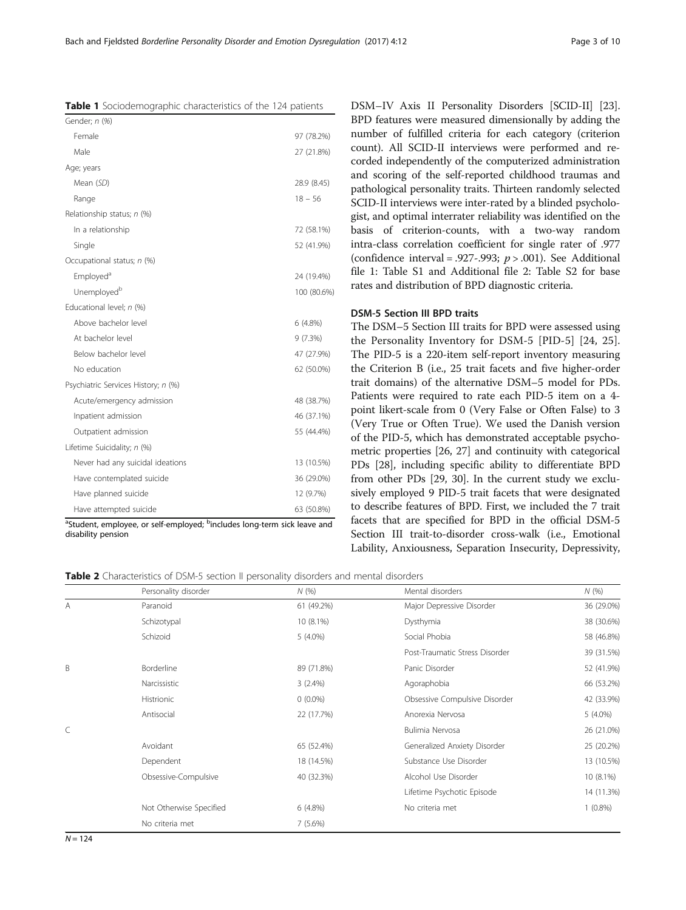**Table 1** Sociodemographic characteristics of the 124 patients

| | |
|---|---|
| Gender; *n* (%) | |
| Female | 97 (78.2%) |
| Male | 27 (21.8%) |
| Age; years | |
| Mean (*SD*) | 28.9 (8.45) |
| Range | 18 – 56 |
| Relationship status; *n* (%) | |
| In a relationship | 72 (58.1%) |
| Single | 52 (41.9%) |
| Occupational status; *n* (%) | |
| Employed[a] | 24 (19.4%) |
| Unemployed[b] | 100 (80.6%) |
| Educational level; *n* (%) | |
| Above bachelor level | 6 (4.8%) |
| At bachelor level | 9 (7.3%) |
| Below bachelor level | 47 (27.9%) |
| No education | 62 (50.0%) |
| Psychiatric Services History; *n* (%) | |
| Acute/emergency admission | 48 (38.7%) |
| Inpatient admission | 46 (37.1%) |
| Outpatient admission | 55 (44.4%) |
| Lifetime Suicidality; *n* (%) | |
| Never had any suicidal ideations | 13 (10.5%) |
| Have contemplated suicide | 36 (29.0%) |
| Have planned suicide | 12 (9.7%) |
| Have attempted suicide | 63 (50.8%) |

[a]Student, employee, or self-employed; [b]includes long-term sick leave and disability pension

DSM–IV Axis II Personality Disorders [SCID-II] [23]. BPD features were measured dimensionally by adding the number of fulfilled criteria for each category (criterion count). All SCID-II interviews were performed and recorded independently of the computerized administration and scoring of the self-reported childhood traumas and pathological personality traits. Thirteen randomly selected SCID-II interviews were inter-rated by a blinded psychologist, and optimal interrater reliability was identified on the basis of criterion-counts, with a two-way random intra-class correlation coefficient for single rater of .977 (confidence interval = .927-.993; $p > .001$). See Additional file 1: Table S1 and Additional file 2: Table S2 for base rates and distribution of BPD diagnostic criteria.

### DSM-5 Section III BPD traits

The DSM–5 Section III traits for BPD were assessed using the Personality Inventory for DSM-5 [PID-5] [24, 25]. The PID-5 is a 220-item self-report inventory measuring the Criterion B (i.e., 25 trait facets and five higher-order trait domains) of the alternative DSM–5 model for PDs. Patients were required to rate each PID-5 item on a 4-point likert-scale from 0 (Very False or Often False) to 3 (Very True or Often True). We used the Danish version of the PID-5, which has demonstrated acceptable psychometric properties [26, 27] and continuity with categorical PDs [28], including specific ability to differentiate BPD from other PDs [29, 30]. In the current study we exclusively employed 9 PID-5 trait facets that were designated to describe features of BPD. First, we included the 7 trait facets that are specified for BPD in the official DSM-5 Section III trait-to-disorder cross-walk (i.e., Emotional Lability, Anxiousness, Separation Insecurity, Depressivity,

**Table 2** Characteristics of DSM-5 section II personality disorders and mental disorders

| | Personality disorder | *N* (%) | Mental disorders | *N* (%) |
|---|---|---|---|---|
| A | Paranoid | 61 (49.2%) | Major Depressive Disorder | 36 (29.0%) |
| | Schizotypal | 10 (8.1%) | Dysthymia | 38 (30.6%) |
| | Schizoid | 5 (4.0%) | Social Phobia | 58 (46.8%) |
| | | | Post-Traumatic Stress Disorder | 39 (31.5%) |
| B | Borderline | 89 (71.8%) | Panic Disorder | 52 (41.9%) |
| | Narcissistic | 3 (2.4%) | Agoraphobia | 66 (53.2%) |
| | Histrionic | 0 (0.0%) | Obsessive Compulsive Disorder | 42 (33.9%) |
| | Antisocial | 22 (17.7%) | Anorexia Nervosa | 5 (4.0%) |
| C | | | Bulimia Nervosa | 26 (21.0%) |
| | Avoidant | 65 (52.4%) | Generalized Anxiety Disorder | 25 (20.2%) |
| | Dependent | 18 (14.5%) | Substance Use Disorder | 13 (10.5%) |
| | Obsessive-Compulsive | 40 (32.3%) | Alcohol Use Disorder | 10 (8.1%) |
| | | | Lifetime Psychotic Episode | 14 (11.3%) |
| | Not Otherwise Specified | 6 (4.8%) | No criteria met | 1 (0.8%) |
| | No criteria met | 7 (5.6%) | | |

*N* = 124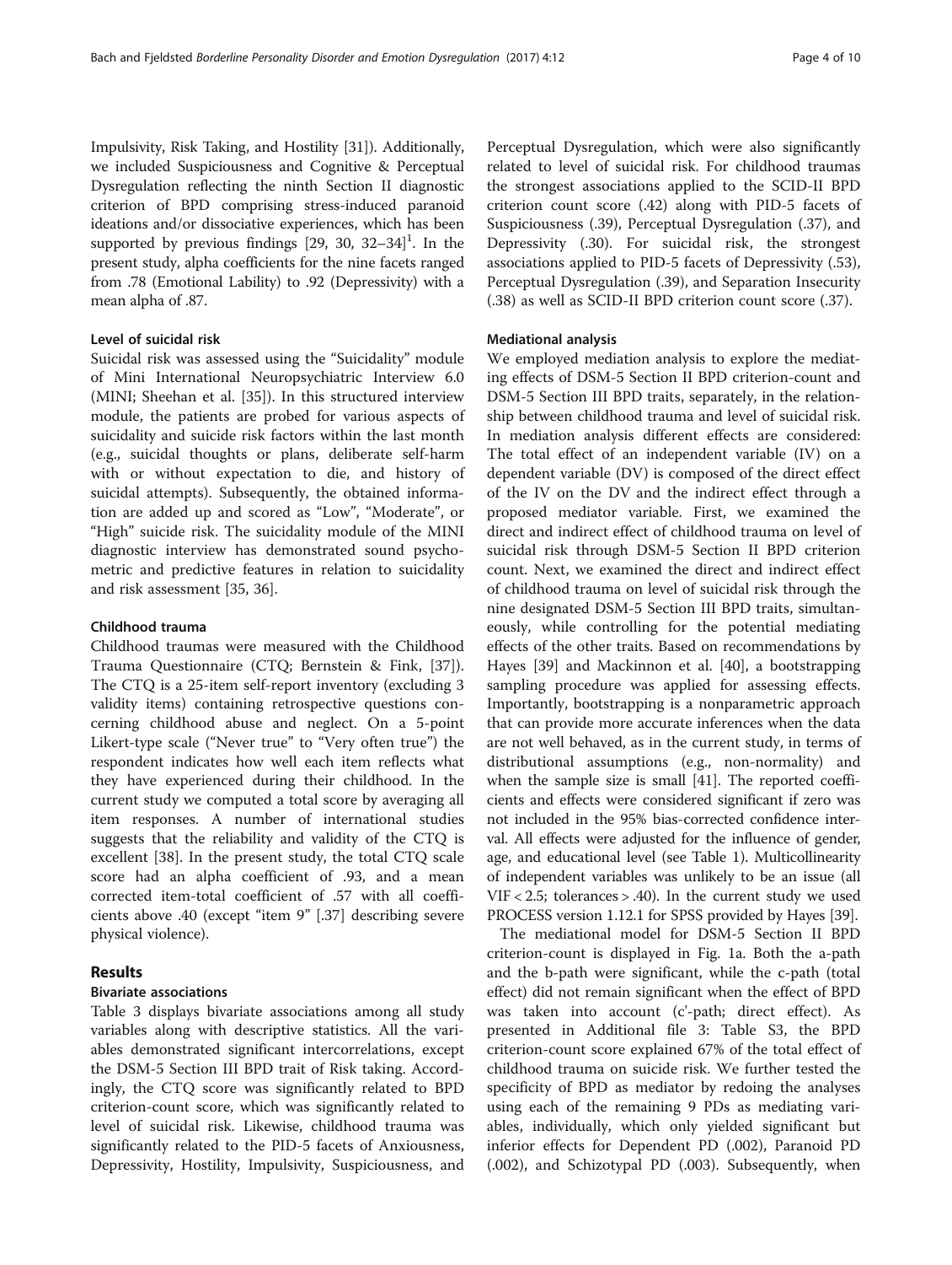Impulsivity, Risk Taking, and Hostility [31]). Additionally, we included Suspiciousness and Cognitive & Perceptual Dysregulation reflecting the ninth Section II diagnostic criterion of BPD comprising stress-induced paranoid ideations and/or dissociative experiences, which has been supported by previous findings [29, 30, 32–34][1]. In the present study, alpha coefficients for the nine facets ranged from .78 (Emotional Lability) to .92 (Depressivity) with a mean alpha of .87.

#### Level of suicidal risk

Suicidal risk was assessed using the "Suicidality" module of Mini International Neuropsychiatric Interview 6.0 (MINI; Sheehan et al. [35]). In this structured interview module, the patients are probed for various aspects of suicidality and suicide risk factors within the last month (e.g., suicidal thoughts or plans, deliberate self-harm with or without expectation to die, and history of suicidal attempts). Subsequently, the obtained information are added up and scored as "Low", "Moderate", or "High" suicide risk. The suicidality module of the MINI diagnostic interview has demonstrated sound psychometric and predictive features in relation to suicidality and risk assessment [35, 36].

#### Childhood trauma

Childhood traumas were measured with the Childhood Trauma Questionnaire (CTQ; Bernstein & Fink, [37]). The CTQ is a 25-item self-report inventory (excluding 3 validity items) containing retrospective questions concerning childhood abuse and neglect. On a 5-point Likert-type scale ("Never true" to "Very often true") the respondent indicates how well each item reflects what they have experienced during their childhood. In the current study we computed a total score by averaging all item responses. A number of international studies suggests that the reliability and validity of the CTQ is excellent [38]. In the present study, the total CTQ scale score had an alpha coefficient of .93, and a mean corrected item-total coefficient of .57 with all coefficients above .40 (except "item 9" [37] describing severe physical violence).

## Results

### Bivariate associations

Table 3 displays bivariate associations among all study variables along with descriptive statistics. All the variables demonstrated significant intercorrelations, except the DSM-5 Section III BPD trait of Risk taking. Accordingly, the CTQ score was significantly related to BPD criterion-count score, which was significantly related to level of suicidal risk. Likewise, childhood trauma was significantly related to the PID-5 facets of Anxiousness, Depressivity, Hostility, Impulsivity, Suspiciousness, and Perceptual Dysregulation, which were also significantly related to level of suicidal risk. For childhood traumas the strongest associations applied to the SCID-II BPD criterion count score (.42) along with PID-5 facets of Suspiciousness (.39), Perceptual Dysregulation (.37), and Depressivity (.30). For suicidal risk, the strongest associations applied to PID-5 facets of Depressivity (.53), Perceptual Dysregulation (.39), and Separation Insecurity (.38) as well as SCID-II BPD criterion count score (.37).

### Mediational analysis

We employed mediation analysis to explore the mediating effects of DSM-5 Section II BPD criterion-count and DSM-5 Section III BPD traits, separately, in the relationship between childhood trauma and level of suicidal risk. In mediation analysis different effects are considered: The total effect of an independent variable (IV) on a dependent variable (DV) is composed of the direct effect of the IV on the DV and the indirect effect through a proposed mediator variable. First, we examined the direct and indirect effect of childhood trauma on level of suicidal risk through DSM-5 Section II BPD criterion count. Next, we examined the direct and indirect effect of childhood trauma on level of suicidal risk through the nine designated DSM-5 Section III BPD traits, simultaneously, while controlling for the potential mediating effects of the other traits. Based on recommendations by Hayes [39] and Mackinnon et al. [40], a bootstrapping sampling procedure was applied for assessing effects. Importantly, bootstrapping is a nonparametric approach that can provide more accurate inferences when the data are not well behaved, as in the current study, in terms of distributional assumptions (e.g., non-normality) and when the sample size is small [41]. The reported coefficients and effects were considered significant if zero was not included in the 95% bias-corrected confidence interval. All effects were adjusted for the influence of gender, age, and educational level (see Table 1). Multicollinearity of independent variables was unlikely to be an issue (all VIF < 2.5; tolerances > .40). In the current study we used PROCESS version 1.12.1 for SPSS provided by Hayes [39].

The mediational model for DSM-5 Section II BPD criterion-count is displayed in Fig. 1a. Both the a-path and the b-path were significant, while the c-path (total effect) did not remain significant when the effect of BPD was taken into account (c'-path; direct effect). As presented in Additional file 3: Table S3, the BPD criterion-count score explained 67% of the total effect of childhood trauma on suicide risk. We further tested the specificity of BPD as mediator by redoing the analyses using each of the remaining 9 PDs as mediating variables, individually, which only yielded significant but inferior effects for Dependent PD (.002), Paranoid PD (.002), and Schizotypal PD (.003). Subsequently, when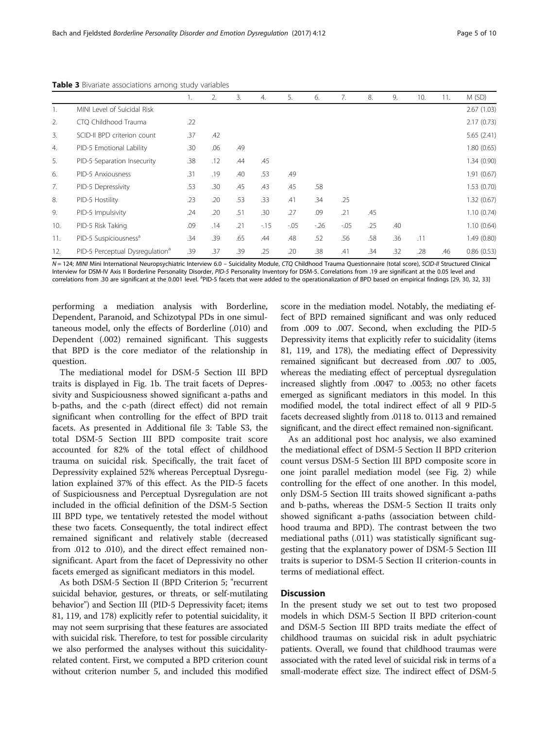**Table 3** Bivariate associations among study variables

| | | 1. | 2. | 3. | 4. | 5. | 6. | 7. | 8. | 9. | 10. | 11. | M (SD) |
|---|---|---|---|---|---|---|---|---|---|---|---|---|---|
| 1. | MINI Level of Suicidal Risk | | | | | | | | | | | | 2.67 (1.03) |
| 2. | CTQ Childhood Trauma | .22 | | | | | | | | | | | 2.17 (0.73) |
| 3. | SCID-II BPD criterion count | .37 | .42 | | | | | | | | | | 5.65 (2.41) |
| 4. | PID-5 Emotional Lability | .30 | .06 | .49 | | | | | | | | | 1.80 (0.65) |
| 5. | PID-5 Separation Insecurity | .38 | .12 | .44 | .45 | | | | | | | | 1.34 (0.90) |
| 6. | PID-5 Anxiousness | .31 | .19 | .40 | .53 | .49 | | | | | | | 1.91 (0.67) |
| 7. | PID-5 Depressivity | .53 | .30 | .45 | .43 | .45 | .58 | | | | | | 1.53 (0.70) |
| 8. | PID-5 Hostility | .23 | .20 | .53 | .33 | .41 | .34 | .25 | | | | | 1.32 (0.67) |
| 9. | PID-5 Impulsivity | .24 | .20 | .51 | .30 | .27 | .09 | .21 | .45 | | | | 1.10 (0.74) |
| 10. | PID-5 Risk Taking | .09 | .14 | .21 | -.15 | -.05 | -.26 | -.05 | .25 | .40 | | | 1.10 (0.64) |
| 11. | PID-5 Suspiciousness[a] | .34 | .39 | .65 | .44 | .48 | .52 | .56 | .58 | .36 | .11 | | 1.49 (0.80) |
| 12. | PID-5 Perceptual Dysregulation[a] | .39 | .37 | .39 | .25 | .20 | .38 | .41 | .34 | .32 | .28 | .46 | 0.86 (0.53) |

*N* = 124; *MINI* Mini International Neuropsychiatric Interview 6.0 – Suicidality Module, *CTQ* Childhood Trauma Questionnaire (total score), *SCID-II* Structured Clinical Interview for DSM-IV Axis II Borderline Personality Disorder, *PID-5* Personality Inventory for DSM-5. Correlations from .19 are significant at the 0.05 level and correlations from .30 are significant at the 0.001 level. [a]PID-5 facets that were added to the operationalization of BPD based on empirical findings [29, 30, 32, 33]

performing a mediation analysis with Borderline, Dependent, Paranoid, and Schizotypal PDs in one simultaneous model, only the effects of Borderline (.010) and Dependent (.002) remained significant. This suggests that BPD is the core mediator of the relationship in question.

The mediational model for DSM-5 Section III BPD traits is displayed in Fig. 1b. The trait facets of Depressivity and Suspiciousness showed significant a-paths and b-paths, and the c-path (direct effect) did not remain significant when controlling for the effect of BPD trait facets. As presented in Additional file 3: Table S3, the total DSM-5 Section III BPD composite trait score accounted for 82% of the total effect of childhood trauma on suicidal risk. Specifically, the trait facet of Depressivity explained 52% whereas Perceptual Dysregulation explained 37% of this effect. As the PID-5 facets of Suspiciousness and Perceptual Dysregulation are not included in the official definition of the DSM-5 Section III BPD type, we tentatively retested the model without these two facets. Consequently, the total indirect effect remained significant and relatively stable (decreased from .012 to .010), and the direct effect remained non-significant. Apart from the facet of Depressivity no other facets emerged as significant mediators in this model.

As both DSM-5 Section II (BPD Criterion 5; "recurrent suicidal behavior, gestures, or threats, or self-mutilating behavior") and Section III (PID-5 Depressivity facet; items 81, 119, and 178) explicitly refer to potential suicidality, it may not seem surprising that these features are associated with suicidal risk. Therefore, to test for possible circularity we also performed the analyses without this suicidality-related content. First, we computed a BPD criterion count without criterion number 5, and included this modified score in the mediation model. Notably, the mediating effect of BPD remained significant and was only reduced from .009 to .007. Second, when excluding the PID-5 Depressivity items that explicitly refer to suicidality (items 81, 119, and 178), the mediating effect of Depressivity remained significant but decreased from .007 to .005, whereas the mediating effect of perceptual dysregulation increased slightly from .0047 to .0053; no other facets emerged as significant mediators in this model. In this modified model, the total indirect effect of all 9 PID-5 facets decreased slightly from .0118 to. 0113 and remained significant, and the direct effect remained non-significant.

As an additional post hoc analysis, we also examined the mediational effect of DSM-5 Section II BPD criterion count versus DSM-5 Section III BPD composite score in one joint parallel mediation model (see Fig. 2) while controlling for the effect of one another. In this model, only DSM-5 Section III traits showed significant a-paths and b-paths, whereas the DSM-5 Section II traits only showed significant a-paths (association between childhood trauma and BPD). The contrast between the two mediational paths (.011) was statistically significant suggesting that the explanatory power of DSM-5 Section III traits is superior to DSM-5 Section II criterion-counts in terms of mediational effect.

## Discussion

In the present study we set out to test two proposed models in which DSM-5 Section II BPD criterion-count and DSM-5 Section III BPD traits mediate the effect of childhood traumas on suicidal risk in adult psychiatric patients. Overall, we found that childhood traumas were associated with the rated level of suicidal risk in terms of a small-moderate effect size. The indirect effect of DSM-5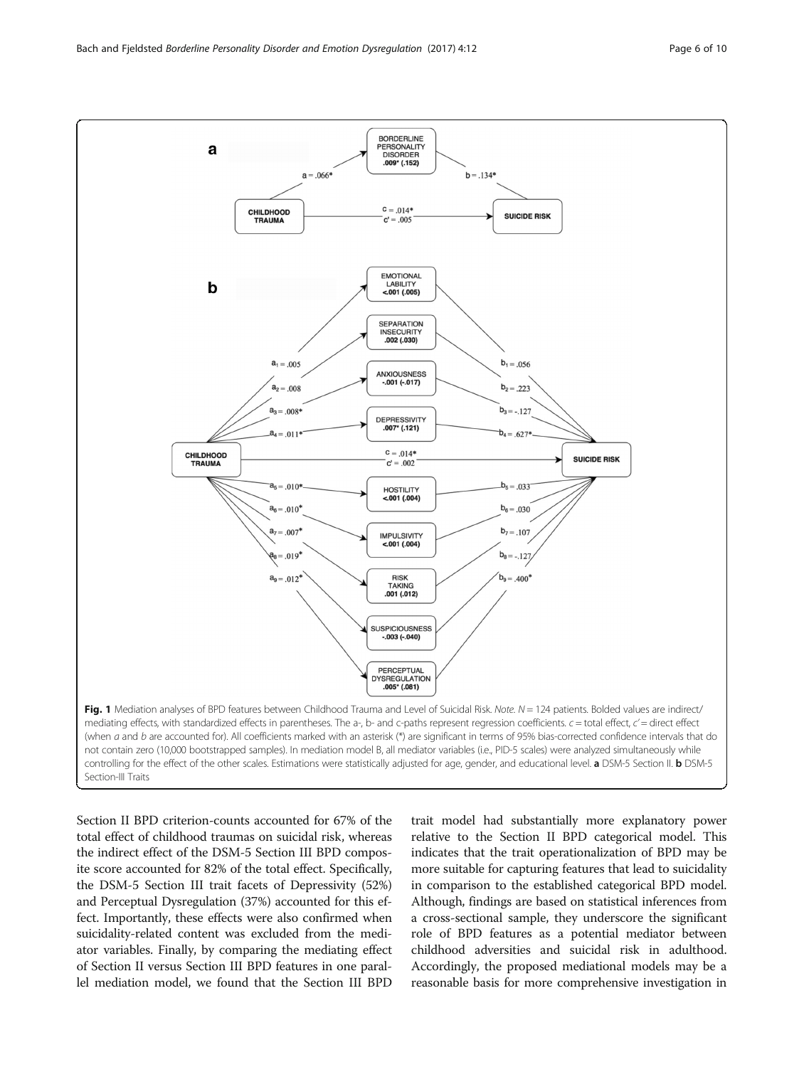**Fig. 1** Mediation analyses of BPD features between Childhood Trauma and Level of Suicidal Risk. *Note. N* = 124 patients. Bolded values are indirect/mediating effects, with standardized effects in parentheses. The a-, b- and c-paths represent regression coefficients. *c* = total effect, *c′* = direct effect (when *a* and *b* are accounted for). All coefficients marked with an asterisk (*) are significant in terms of 95% bias-corrected confidence intervals that do not contain zero (10,000 bootstrapped samples). In mediation model B, all mediator variables (i.e., PID-5 scales) were analyzed simultaneously while controlling for the effect of the other scales. Estimations were statistically adjusted for age, gender, and educational level. **a** DSM-5 Section II. **b** DSM-5 Section-III Traits

Section II BPD criterion-counts accounted for 67% of the total effect of childhood traumas on suicidal risk, whereas the indirect effect of the DSM-5 Section III BPD composite score accounted for 82% of the total effect. Specifically, the DSM-5 Section III trait facets of Depressivity (52%) and Perceptual Dysregulation (37%) accounted for this effect. Importantly, these effects were also confirmed when suicidality-related content was excluded from the mediator variables. Finally, by comparing the mediating effect of Section II versus Section III BPD features in one parallel mediation model, we found that the Section III BPD trait model had substantially more explanatory power relative to the Section II BPD categorical model. This indicates that the trait operationalization of BPD may be more suitable for capturing features that lead to suicidality in comparison to the established categorical BPD model. Although, findings are based on statistical inferences from a cross-sectional sample, they underscore the significant role of BPD features as a potential mediator between childhood adversities and suicidal risk in adulthood. Accordingly, the proposed mediational models may be a reasonable basis for more comprehensive investigation in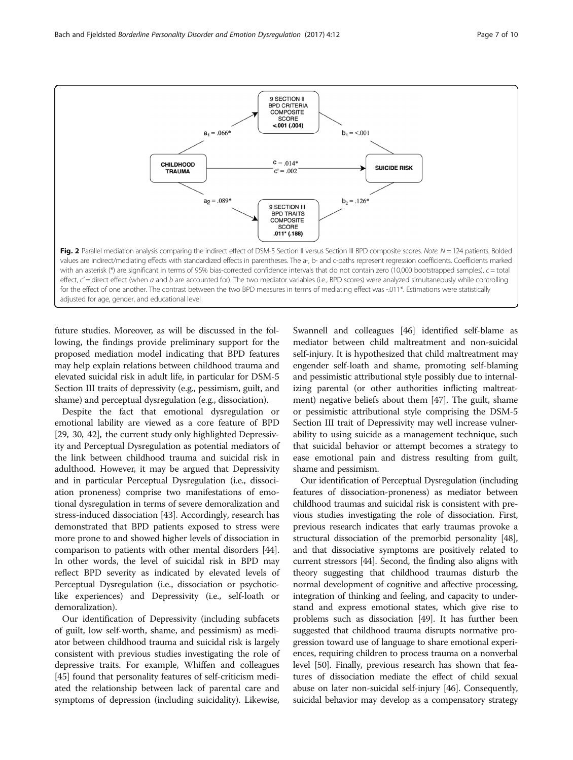**Fig. 2** Parallel mediation analysis comparing the indirect effect of DSM-5 Section II versus Section III BPD composite scores. *Note.* $N = 124$ patients. Bolded values are indirect/mediating effects with standardized effects in parentheses. The a-, b- and c-paths represent regression coefficients. Coefficients marked with an asterisk (*) are significant in terms of 95% bias-corrected confidence intervals that do not contain zero (10,000 bootstrapped samples). $c$ = total effect, $c'$ = direct effect (when $a$ and $b$ are accounted for). The two mediator variables (i.e., BPD scores) were analyzed simultaneously while controlling for the effect of one another. The contrast between the two BPD measures in terms of mediating effect was -.011*. Estimations were statistically adjusted for age, gender, and educational level

future studies. Moreover, as will be discussed in the following, the findings provide preliminary support for the proposed mediation model indicating that BPD features may help explain relations between childhood trauma and elevated suicidal risk in adult life, in particular for DSM-5 Section III traits of depressivity (e.g., pessimism, guilt, and shame) and perceptual dysregulation (e.g., dissociation).

Despite the fact that emotional dysregulation or emotional lability are viewed as a core feature of BPD [29, 30, 42], the current study only highlighted Depressivity and Perceptual Dysregulation as potential mediators of the link between childhood trauma and suicidal risk in adulthood. However, it may be argued that Depressivity and in particular Perceptual Dysregulation (i.e., dissociation proneness) comprise two manifestations of emotional dysregulation in terms of severe demoralization and stress-induced dissociation [43]. Accordingly, research has demonstrated that BPD patients exposed to stress were more prone to and showed higher levels of dissociation in comparison to patients with other mental disorders [44]. In other words, the level of suicidal risk in BPD may reflect BPD severity as indicated by elevated levels of Perceptual Dysregulation (i.e., dissociation or psychotic-like experiences) and Depressivity (i.e., self-loath or demoralization).

Our identification of Depressivity (including subfacets of guilt, low self-worth, shame, and pessimism) as mediator between childhood trauma and suicidal risk is largely consistent with previous studies investigating the role of depressive traits. For example, Whiffen and colleagues [45] found that personality features of self-criticism mediated the relationship between lack of parental care and symptoms of depression (including suicidality). Likewise, Swannell and colleagues [46] identified self-blame as mediator between child maltreatment and non-suicidal self-injury. It is hypothesized that child maltreatment may engender self-loath and shame, promoting self-blaming and pessimistic attributional style possibly due to internalizing parental (or other authorities inflicting maltreatment) negative beliefs about them [47]. The guilt, shame or pessimistic attributional style comprising the DSM-5 Section III trait of Depressivity may well increase vulnerability to using suicide as a management technique, such that suicidal behavior or attempt becomes a strategy to ease emotional pain and distress resulting from guilt, shame and pessimism.

Our identification of Perceptual Dysregulation (including features of dissociation-proneness) as mediator between childhood traumas and suicidal risk is consistent with previous studies investigating the role of dissociation. First, previous research indicates that early traumas provoke a structural dissociation of the premorbid personality [48], and that dissociative symptoms are positively related to current stressors [44]. Second, the finding also aligns with theory suggesting that childhood traumas disturb the normal development of cognitive and affective processing, integration of thinking and feeling, and capacity to understand and express emotional states, which give rise to problems such as dissociation [49]. It has further been suggested that childhood trauma disrupts normative progression toward use of language to share emotional experiences, requiring children to process trauma on a nonverbal level [50]. Finally, previous research has shown that features of dissociation mediate the effect of child sexual abuse on later non-suicidal self-injury [46]. Consequently, suicidal behavior may develop as a compensatory strategy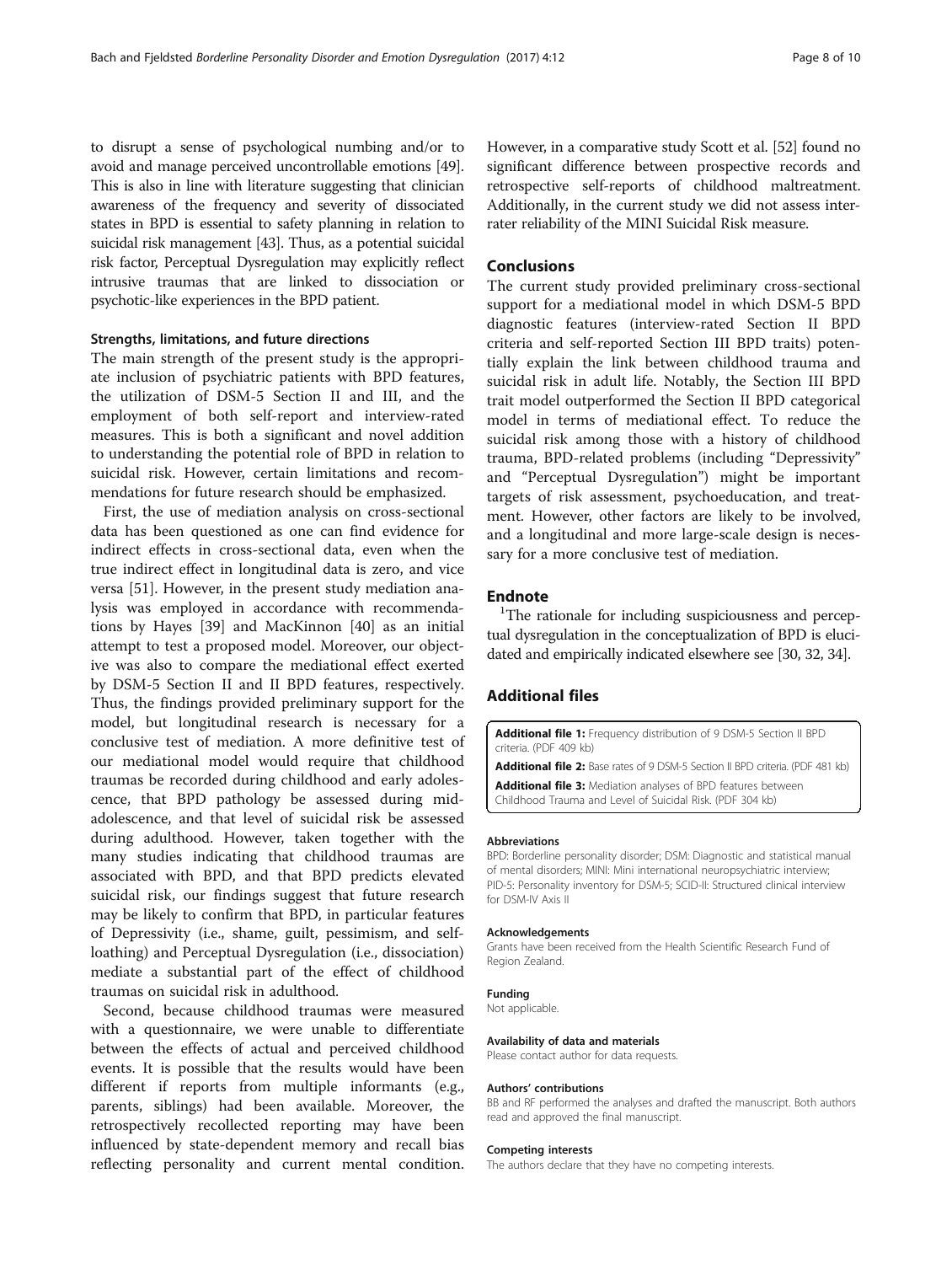to disrupt a sense of psychological numbing and/or to avoid and manage perceived uncontrollable emotions [49]. This is also in line with literature suggesting that clinician awareness of the frequency and severity of dissociated states in BPD is essential to safety planning in relation to suicidal risk management [43]. Thus, as a potential suicidal risk factor, Perceptual Dysregulation may explicitly reflect intrusive traumas that are linked to dissociation or psychotic-like experiences in the BPD patient.

### Strengths, limitations, and future directions

The main strength of the present study is the appropriate inclusion of psychiatric patients with BPD features, the utilization of DSM-5 Section II and III, and the employment of both self-report and interview-rated measures. This is both a significant and novel addition to understanding the potential role of BPD in relation to suicidal risk. However, certain limitations and recommendations for future research should be emphasized.

First, the use of mediation analysis on cross-sectional data has been questioned as one can find evidence for indirect effects in cross-sectional data, even when the true indirect effect in longitudinal data is zero, and vice versa [51]. However, in the present study mediation analysis was employed in accordance with recommendations by Hayes [39] and MacKinnon [40] as an initial attempt to test a proposed model. Moreover, our objective was also to compare the mediational effect exerted by DSM-5 Section II and II BPD features, respectively. Thus, the findings provided preliminary support for the model, but longitudinal research is necessary for a conclusive test of mediation. A more definitive test of our mediational model would require that childhood traumas be recorded during childhood and early adolescence, that BPD pathology be assessed during mid-adolescence, and that level of suicidal risk be assessed during adulthood. However, taken together with the many studies indicating that childhood traumas are associated with BPD, and that BPD predicts elevated suicidal risk, our findings suggest that future research may be likely to confirm that BPD, in particular features of Depressivity (i.e., shame, guilt, pessimism, and self-loathing) and Perceptual Dysregulation (i.e., dissociation) mediate a substantial part of the effect of childhood traumas on suicidal risk in adulthood.

Second, because childhood traumas were measured with a questionnaire, we were unable to differentiate between the effects of actual and perceived childhood events. It is possible that the results would have been different if reports from multiple informants (e.g., parents, siblings) had been available. Moreover, the retrospectively recollected reporting may have been influenced by state-dependent memory and recall bias reflecting personality and current mental condition. However, in a comparative study Scott et al. [52] found no significant difference between prospective records and retrospective self-reports of childhood maltreatment. Additionally, in the current study we did not assess inter-rater reliability of the MINI Suicidal Risk measure.

## Conclusions

The current study provided preliminary cross-sectional support for a mediational model in which DSM-5 BPD diagnostic features (interview-rated Section II BPD criteria and self-reported Section III BPD traits) potentially explain the link between childhood trauma and suicidal risk in adult life. Notably, the Section III BPD trait model outperformed the Section II BPD categorical model in terms of mediational effect. To reduce the suicidal risk among those with a history of childhood trauma, BPD-related problems (including "Depressivity" and "Perceptual Dysregulation") might be important targets of risk assessment, psychoeducation, and treatment. However, other factors are likely to be involved, and a longitudinal and more large-scale design is necessary for a more conclusive test of mediation.

## Endnote

[1]The rationale for including suspiciousness and perceptual dysregulation in the conceptualization of BPD is elucidated and empirically indicated elsewhere see [30, 32, 34].

## Additional files

**Additional file 1:** Frequency distribution of 9 DSM-5 Section II BPD criteria. (PDF 409 kb)

**Additional file 2:** Base rates of 9 DSM-5 Section II BPD criteria. (PDF 481 kb)

**Additional file 3:** Mediation analyses of BPD features between Childhood Trauma and Level of Suicidal Risk. (PDF 304 kb)

#### Abbreviations

BPD: Borderline personality disorder; DSM: Diagnostic and statistical manual of mental disorders; MINI: Mini international neuropsychiatric interview; PID-5: Personality inventory for DSM-5; SCID-II: Structured clinical interview for DSM-IV Axis II

#### Acknowledgements

Grants have been received from the Health Scientific Research Fund of Region Zealand.

#### Funding

Not applicable.

#### Availability of data and materials

Please contact author for data requests.

#### Authors' contributions

BB and RF performed the analyses and drafted the manuscript. Both authors read and approved the final manuscript.

#### Competing interests

The authors declare that they have no competing interests.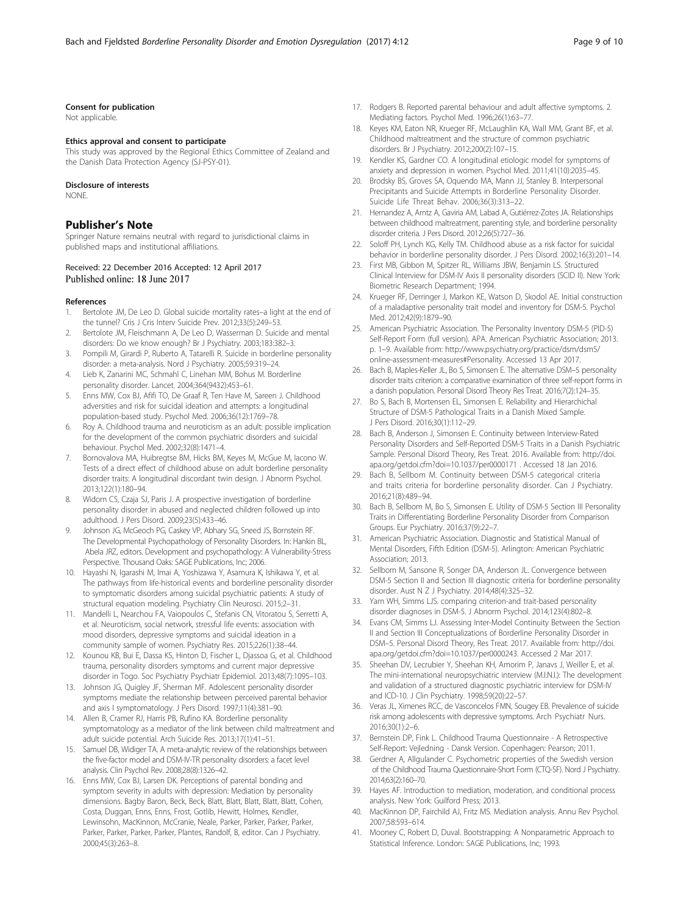#### Consent for publication

Not applicable.

#### Ethics approval and consent to participate

This study was approved by the Regional Ethics Committee of Zealand and the Danish Data Protection Agency (SJ-PSY-01).

#### Disclosure of interests

NONE.

## Publisher's Note

Springer Nature remains neutral with regard to jurisdictional claims in published maps and institutional affiliations.

Received: 22 December 2016 Accepted: 12 April 2017
Published online: 18 June 2017

#### References

1. Bertolote JM, De Leo D. Global suicide mortality rates–a light at the end of the tunnel? Cris J Cris Interv Suicide Prev. 2012;33(5):249–53.
2. Bertolote JM, Fleischmann A, De Leo D, Wasserman D. Suicide and mental disorders: Do we know enough? Br J Psychiatry. 2003;183:382–3.
3. Pompili M, Girardi P, Ruberto A, Tatarelli R. Suicide in borderline personality disorder: a meta-analysis. Nord J Psychiatry. 2005;59:319–24.
4. Lieb K, Zanarini MC, Schmahl C, Linehan MM, Bohus M. Borderline personality disorder. Lancet. 2004;364(9432):453–61.
5. Enns MW, Cox BJ, Afifi TO, De Graaf R, Ten Have M, Sareen J. Childhood adversities and risk for suicidal ideation and attempts: a longitudinal population-based study. Psychol Med. 2006;36(12):1769–78.
6. Roy A. Childhood trauma and neuroticism as an adult: possible implication for the development of the common psychiatric disorders and suicidal behaviour. Psychol Med. 2002;32(8):1471–4.
7. Bornovalova MA, Huibregtse BM, Hicks BM, Keyes M, McGue M, Iacono W. Tests of a direct effect of childhood abuse on adult borderline personality disorder traits: A longitudinal discordant twin design. J Abnorm Psychol. 2013;122(1):180–94.
8. Widom CS, Czaja SJ, Paris J. A prospective investigation of borderline personality disorder in abused and neglected children followed up into adulthood. J Pers Disord. 2009;23(5):433–46.
9. Johnson JG, McGeoch PG, Caskey VP, Abhary SG, Sneed JS, Bornstein RF. The Developmental Psychopathology of Personality Disorders. In: Hankin BL, Abela JRZ, editors. Development and psychopathology: A Vulnerability-Stress Perspective. Thousand Oaks: SAGE Publications, Inc; 2006.
10. Hayashi N, Igarashi M, Imai A, Yoshizawa Y, Asamura K, Ishikawa Y, et al. The pathways from life-historical events and borderline personality disorder to symptomatic disorders among suicidal psychiatric patients: A study of structural equation modeling. Psychiatry Clin Neurosci. 2015;2–31.
11. Mandelli L, Nearchou FA, Vaiopoulos C, Stefanis CN, Vitoratou S, Serretti A, et al. Neuroticism, social network, stressful life events: association with mood disorders, depressive symptoms and suicidal ideation in a community sample of women. Psychiatry Res. 2015;226(1):38–44.
12. Kounou KB, Bui E, Dassa KS, Hinton D, Fischer L, Djassoa G, et al. Childhood trauma, personality disorders symptoms and current major depressive disorder in Togo. Soc Psychiatry Psychiatr Epidemiol. 2013;48(7):1095–103.
13. Johnson JG, Quigley JF, Sherman MF. Adolescent personality disorder symptoms mediate the relationship between perceived parental behavior and axis I symptomatology. J Pers Disord. 1997;11(4):381–90.
14. Allen B, Cramer RJ, Harris PB, Rufino KA. Borderline personality symptomatology as a mediator of the link between child maltreatment and adult suicide potential. Arch Suicide Res. 2013;17(1):41–51.
15. Samuel DB, Widiger TA. A meta-analytic review of the relationships between the five-factor model and DSM-IV-TR personality disorders: a facet level analysis. Clin Psychol Rev. 2008;28(8):1326–42.
16. Enns MW, Cox BJ, Larsen DK. Perceptions of parental bonding and symptom severity in adults with depression: Mediation by personality dimensions. Bagby Baron, Beck, Beck, Blatt, Blatt, Blatt, Blatt, Blatt, Cohen, Costa, Duggan, Enns, Enns, Frost, Gotlib, Hewitt, Holmes, Kendler, Lewinsohn, MacKinnon, McCranie, Neale, Parker, Parker, Parker, Parker, Parker, Parker, Parker, Parker, Plantes, Randolf, B, editor. Can J Psychiatry. 2000;45(3):263–8.
17. Rodgers B. Reported parental behaviour and adult affective symptoms. 2. Mediating factors. Psychol Med. 1996;26(1):63–77.
18. Keyes KM, Eaton NR, Krueger RF, McLaughlin KA, Wall MM, Grant BF, et al. Childhood maltreatment and the structure of common psychiatric disorders. Br J Psychiatry. 2012;200(2):107–15.
19. Kendler KS, Gardner CO. A longitudinal etiologic model for symptoms of anxiety and depression in women. Psychol Med. 2011;41(10):2035–45.
20. Brodsky BS, Groves SA, Oquendo MA, Mann JJ, Stanley B. Interpersonal Precipitants and Suicide Attempts in Borderline Personality Disorder. Suicide Life Threat Behav. 2006;36(3):313–22.
21. Hernandez A, Arntz A, Gaviria AM, Labad A, Gutiérrez-Zotes JA. Relationships between childhood maltreatment, parenting style, and borderline personality disorder criteria. J Pers Disord. 2012;26(5):727–36.
22. Soloff PH, Lynch KG, Kelly TM. Childhood abuse as a risk factor for suicidal behavior in borderline personality disorder. J Pers Disord. 2002;16(3):201–14.
23. First MB, Gibbon M, Spitzer RL, Williams JBW, Benjamin LS. Structured Clinical Interview for DSM-IV Axis II personality disorders (SCID II). New York: Biometric Research Department; 1994.
24. Krueger RF, Derringer J, Markon KE, Watson D, Skodol AE. Initial construction of a maladaptive personality trait model and inventory for DSM-5. Psychol Med. 2012;42(9):1879–90.
25. American Psychiatric Association. The Personality Inventory DSM-5 (PID-5) Self-Report Form (full version). APA. American Psychiatric Association; 2013. p. 1–9. Available from: http://www.psychiatry.org/practice/dsm/dsm5/online-assessment-measures#Personality. Accessed 13 Apr 2017.
26. Bach B, Maples-Keller JL, Bo S, Simonsen E. The alternative DSM–5 personality disorder traits criterion: a comparative examination of three self-report forms in a danish population. Personal Disord Theory Res Treat. 2016;7(2):124–35.
27. Bo S, Bach B, Mortensen EL, Simonsen E. Reliability and Hierarchical Structure of DSM-5 Pathological Traits in a Danish Mixed Sample. J Pers Disord. 2016;30(1):112–29.
28. Bach B, Anderson J, Simonsen E. Continuity between Interview-Rated Personality Disorders and Self-Reported DSM-5 Traits in a Danish Psychiatric Sample. Personal Disord Theory, Res Treat. 2016. Available from: http://doi.apa.org/getdoi.cfm?doi=10.1037/per0000171 . Accessed 18 Jan 2016.
29. Bach B, Sellbom M. Continuity between DSM-5 categorical criteria and traits criteria for borderline personality disorder. Can J Psychiatry. 2016;21(8):489–94.
30. Bach B, Sellbom M, Bo S, Simonsen E. Utility of DSM-5 Section III Personality Traits in Differentiating Borderline Personality Disorder from Comparison Groups. Eur Psychiatry. 2016;37(9):22–7.
31. American Psychiatric Association. Diagnostic and Statistical Manual of Mental Disorders, Fifth Edition (DSM-5). Arlington: American Psychiatric Association; 2013.
32. Sellbom M, Sansone R, Songer DA, Anderson JL. Convergence between DSM-5 Section II and Section III diagnostic criteria for borderline personality disorder. Aust N Z J Psychiatry. 2014;48(4):325–32.
33. Yam WH, Simms LJS. comparing criterion-and trait-based personality disorder diagnoses in DSM-5. J Abnorm Psychol. 2014;123(4):802–8.
34. Evans CM, Simms LJ. Assessing Inter-Model Continuity Between the Section II and Section III Conceptualizations of Borderline Personality Disorder in DSM–5. Personal Disord Theory, Res Treat. 2017. Available from: http://doi.apa.org/getdoi.cfm?doi=10.1037/per0000243. Accessed 2 Mar 2017.
35. Sheehan DV, Lecrubier Y, Sheehan KH, Amorim P, Janavs J, Weiller E, et al. The mini-international neuropsychiatric interview (M.I.N.I.): The development and validation of a structured diagnostic psychiatric interview for DSM-IV and ICD-10. J Clin Psychiatry. 1998;59(20):22–57.
36. Veras JL, Ximenes RCC, de Vasconcelos FMN, Sougey EB. Prevalence of suicide risk among adolescents with depressive symptoms. Arch Psychiatr Nurs. 2016;30(1):2–6.
37. Bernstein DP, Fink L. Childhood Trauma Questionnaire - A Retrospective Self-Report: Vejledning - Dansk Version. Copenhagen: Pearson; 2011.
38. Gerdner A, Allgulander C. Psychometric properties of the Swedish version of the Childhood Trauma Questionnaire-Short Form (CTQ-SF). Nord J Psychiatry. 2014;63(2):160–70.
39. Hayes AF. Introduction to mediation, moderation, and conditional process analysis. New York: Guilford Press; 2013.
40. MacKinnon DP, Fairchild AJ, Fritz MS. Mediation analysis. Annu Rev Psychol. 2007;58:593–614.
41. Mooney C, Robert D, Duval. Bootstrapping: A Nonparametric Approach to Statistical Inference. London: SAGE Publications, Inc; 1993.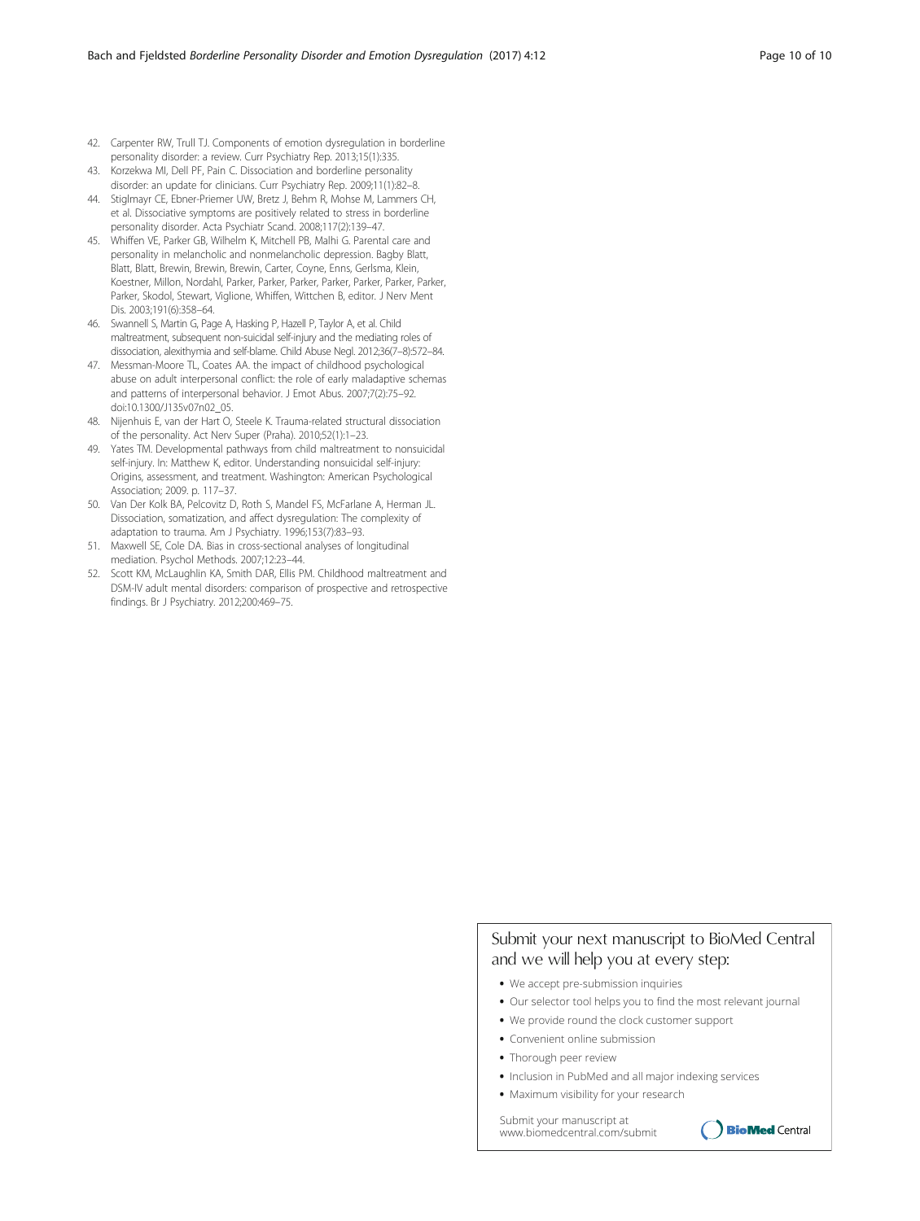42. Carpenter RW, Trull TJ. Components of emotion dysregulation in borderline personality disorder: a review. Curr Psychiatry Rep. 2013;15(1):335.
43. Korzekwa MI, Dell PF, Pain C. Dissociation and borderline personality disorder: an update for clinicians. Curr Psychiatry Rep. 2009;11(1):82–8.
44. Stiglmayr CE, Ebner-Priemer UW, Bretz J, Behm R, Mohse M, Lammers CH, et al. Dissociative symptoms are positively related to stress in borderline personality disorder. Acta Psychiatr Scand. 2008;117(2):139–47.
45. Whiffen VE, Parker GB, Wilhelm K, Mitchell PB, Malhi G. Parental care and personality in melancholic and nonmelancholic depression. Bagby Blatt, Blatt, Blatt, Brewin, Brewin, Brewin, Carter, Coyne, Enns, Gerlsma, Klein, Koestner, Millon, Nordahl, Parker, Parker, Parker, Parker, Parker, Parker, Parker, Parker, Skodol, Stewart, Viglione, Whiffen, Wittchen B, editor. J Nerv Ment Dis. 2003;191(6):358–64.
46. Swannell S, Martin G, Page A, Hasking P, Hazell P, Taylor A, et al. Child maltreatment, subsequent non-suicidal self-injury and the mediating roles of dissociation, alexithymia and self-blame. Child Abuse Negl. 2012;36(7–8):572–84.
47. Messman-Moore TL, Coates AA. the impact of childhood psychological abuse on adult interpersonal conflict: the role of early maladaptive schemas and patterns of interpersonal behavior. J Emot Abus. 2007;7(2):75–92. doi:10.1300/J135v07n02_05.
48. Nijenhuis E, van der Hart O, Steele K. Trauma-related structural dissociation of the personality. Act Nerv Super (Praha). 2010;52(1):1–23.
49. Yates TM. Developmental pathways from child maltreatment to nonsuicidal self-injury. In: Matthew K, editor. Understanding nonsuicidal self-injury: Origins, assessment, and treatment. Washington: American Psychological Association; 2009. p. 117–37.
50. Van Der Kolk BA, Pelcovitz D, Roth S, Mandel FS, McFarlane A, Herman JL. Dissociation, somatization, and affect dysregulation: The complexity of adaptation to trauma. Am J Psychiatry. 1996;153(7):83–93.
51. Maxwell SE, Cole DA. Bias in cross-sectional analyses of longitudinal mediation. Psychol Methods. 2007;12:23–44.
52. Scott KM, McLaughlin KA, Smith DAR, Ellis PM. Childhood maltreatment and DSM-IV adult mental disorders: comparison of prospective and retrospective findings. Br J Psychiatry. 2012;200:469–75.

Submit your next manuscript to BioMed Central and we will help you at every step:

- We accept pre-submission inquiries
- Our selector tool helps you to find the most relevant journal
- We provide round the clock customer support
- Convenient online submission
- Thorough peer review
- Inclusion in PubMed and all major indexing services
- Maximum visibility for your research

Submit your manuscript at www.biomedcentral.com/submit

BioMed Central